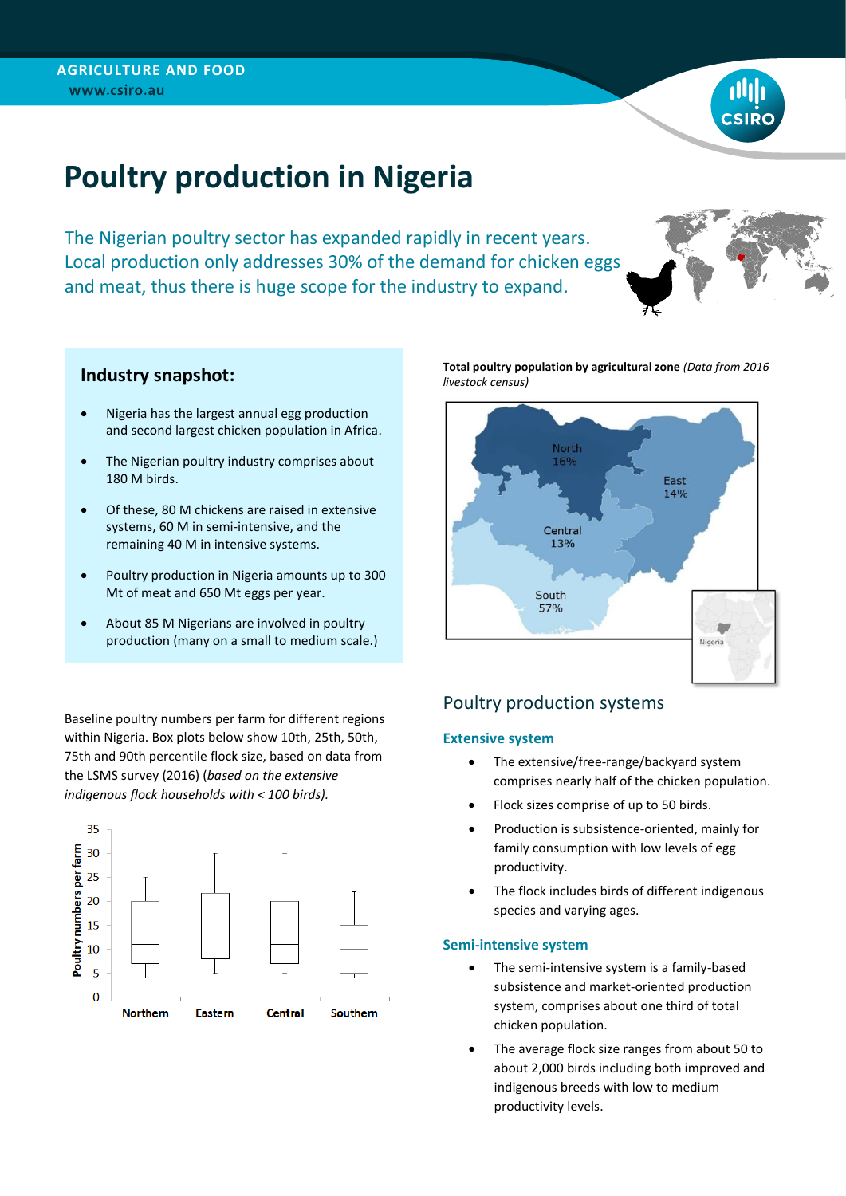AGRICULTURE AND FOOD
www.csiro.au

# Poultry production in Nigeria

The Nigerian poultry sector has expanded rapidly in recent years. Local production only addresses 30% of the demand for chicken eggs and meat, thus there is huge scope for the industry to expand.

## Industry snapshot:

- Nigeria has the largest annual egg production and second largest chicken population in Africa.
- The Nigerian poultry industry comprises about 180 M birds.
- Of these, 80 M chickens are raised in extensive systems, 60 M in semi-intensive, and the remaining 40 M in intensive systems.
- Poultry production in Nigeria amounts up to 300 Mt of meat and 650 Mt eggs per year.
- About 85 M Nigerians are involved in poultry production (many on a small to medium scale.)

**Total poultry population by agricultural zone** *(Data from 2016 livestock census)*

North 16%
East 14%
Central 13%
South 57%
Nigeria

Baseline poultry numbers per farm for different regions within Nigeria. Box plots below show 10th, 25th, 50th, 75th and 90th percentile flock size, based on data from the LSMS survey (2016) (*based on the extensive indigenous flock households with < 100 birds).*

Poultry numbers per farm
35
30
25
20
15
10
5
0
Northern Eastern Central Southern

## Poultry production systems

### Extensive system

- The extensive/free-range/backyard system comprises nearly half of the chicken population.
- Flock sizes comprise of up to 50 birds.
- Production is subsistence-oriented, mainly for family consumption with low levels of egg productivity.
- The flock includes birds of different indigenous species and varying ages.

### Semi-intensive system

- The semi-intensive system is a family-based subsistence and market-oriented production system, comprises about one third of total chicken population.
- The average flock size ranges from about 50 to about 2,000 birds including both improved and indigenous breeds with low to medium productivity levels.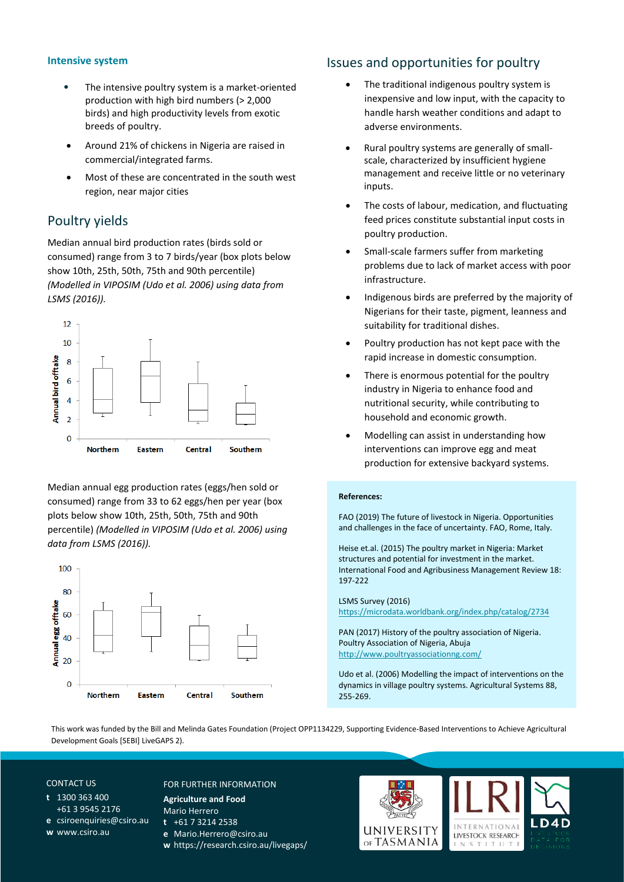### Intensive system

- The intensive poultry system is a market-oriented production with high bird numbers (> 2,000 birds) and high productivity levels from exotic breeds of poultry.
- Around 21% of chickens in Nigeria are raised in commercial/integrated farms.
- Most of these are concentrated in the south west region, near major cities

## Poultry yields

Median annual bird production rates (birds sold or consumed) range from 3 to 7 birds/year (box plots below show 10th, 25th, 50th, 75th and 90th percentile) *(Modelled in VIPOSIM (Udo et al. 2006) using data from LSMS (2016)).*

Annual bird offtake
0
2
4
6
8
10
12
Northern
Eastern
Central
Southern

Median annual egg production rates (eggs/hen sold or consumed) range from 33 to 62 eggs/hen per year (box plots below show 10th, 25th, 50th, 75th and 90th percentile) *(Modelled in VIPOSIM (Udo et al. 2006) using data from LSMS (2016)).*

Annual egg offtake
0
20
40
60
80
100
Northern
Eastern
Central
Southern

## Issues and opportunities for poultry

- The traditional indigenous poultry system is inexpensive and low input, with the capacity to handle harsh weather conditions and adapt to adverse environments.
- Rural poultry systems are generally of small-scale, characterized by insufficient hygiene management and receive little or no veterinary inputs.
- The costs of labour, medication, and fluctuating feed prices constitute substantial input costs in poultry production.
- Small-scale farmers suffer from marketing problems due to lack of market access with poor infrastructure.
- Indigenous birds are preferred by the majority of Nigerians for their taste, pigment, leanness and suitability for traditional dishes.
- Poultry production has not kept pace with the rapid increase in domestic consumption.
- There is enormous potential for the poultry industry in Nigeria to enhance food and nutritional security, while contributing to household and economic growth.
- Modelling can assist in understanding how interventions can improve egg and meat production for extensive backyard systems.

**References:**

FAO (2019) The future of livestock in Nigeria. Opportunities and challenges in the face of uncertainty. FAO, Rome, Italy.

Heise et.al. (2015) The poultry market in Nigeria: Market structures and potential for investment in the market. International Food and Agribusiness Management Review 18: 197-222

LSMS Survey (2016)
https://microdata.worldbank.org/index.php/catalog/2734

PAN (2017) History of the poultry association of Nigeria. Poultry Association of Nigeria, Abuja
http://www.poultryassociationng.com/

Udo et al. (2006) Modelling the impact of interventions on the dynamics in village poultry systems. Agricultural Systems 88, 255-269.

This work was funded by the Bill and Melinda Gates Foundation (Project OPP1134229, Supporting Evidence-Based Interventions to Achieve Agricultural Development Goals [SEBI] LiveGAPS 2).

CONTACT US
**t** 1300 363 400
+61 3 9545 2176
**e** csiroenquiries@csiro.au
**w** www.csiro.au

FOR FURTHER INFORMATION
**Agriculture and Food**
Mario Herrero
**t** +61 7 3214 2538
**e** Mario.Herrero@csiro.au
**w** https://research.csiro.au/livegaps/